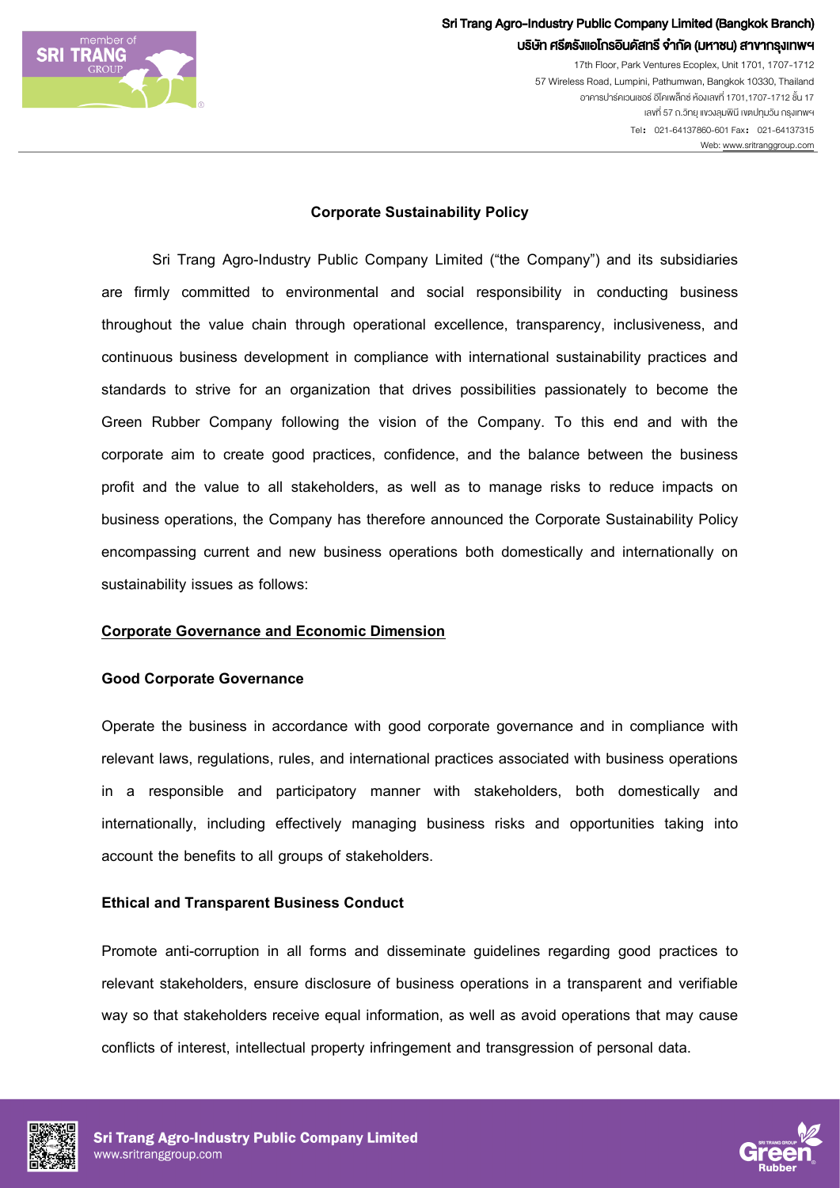# Corporate Sustainability Policy

Sri Trang Agro-Industry Public Company Limited ("the Company") and its subsidiaries are firmly committed to environmental and social responsibility in conducting business throughout the value chain through operational excellence, transparency, inclusiveness, and continuous business development in compliance with international sustainability practices and standards to strive for an organization that drives possibilities passionately to become the Green Rubber Company following the vision of the Company. To this end and with the corporate aim to create good practices, confidence, and the balance between the business profit and the value to all stakeholders, as well as to manage risks to reduce impacts on business operations, the Company has therefore announced the Corporate Sustainability Policy encompassing current and new business operations both domestically and internationally on sustainability issues as follows:

## Corporate Governance and Economic Dimension

### Good Corporate Governance

Operate the business in accordance with good corporate governance and in compliance with relevant laws, regulations, rules, and international practices associated with business operations in a responsible and participatory manner with stakeholders, both domestically and internationally, including effectively managing business risks and opportunities taking into account the benefits to all groups of stakeholders.

### Ethical and Transparent Business Conduct

Promote anti-corruption in all forms and disseminate guidelines regarding good practices to relevant stakeholders, ensure disclosure of business operations in a transparent and verifiable way so that stakeholders receive equal information, as well as avoid operations that may cause conflicts of interest, intellectual property infringement and transgression of personal data.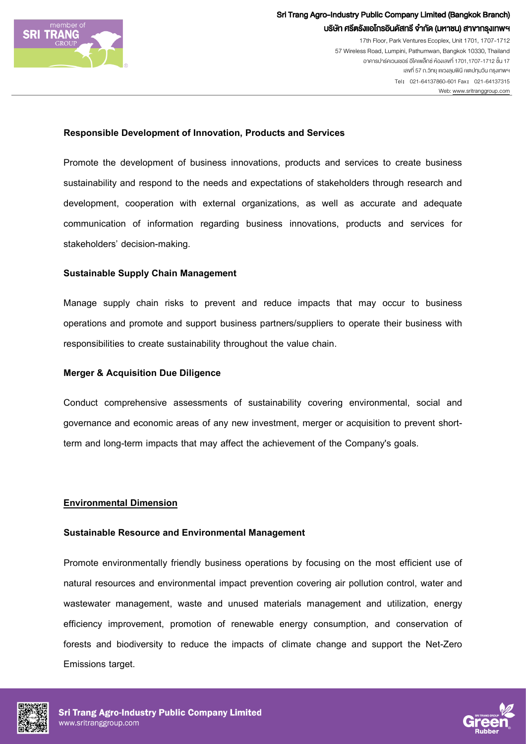**Responsible Development of Innovation, Products and Services**

Promote the development of business innovations, products and services to create business sustainability and respond to the needs and expectations of stakeholders through research and development, cooperation with external organizations, as well as accurate and adequate communication of information regarding business innovations, products and services for stakeholders' decision-making.

**Sustainable Supply Chain Management**

Manage supply chain risks to prevent and reduce impacts that may occur to business operations and promote and support business partners/suppliers to operate their business with responsibilities to create sustainability throughout the value chain.

**Merger & Acquisition Due Diligence**

Conduct comprehensive assessments of sustainability covering environmental, social and governance and economic areas of any new investment, merger or acquisition to prevent short-term and long-term impacts that may affect the achievement of the Company's goals.

## <u>Environmental Dimension</u>

**Sustainable Resource and Environmental Management**

Promote environmentally friendly business operations by focusing on the most efficient use of natural resources and environmental impact prevention covering air pollution control, water and wastewater management, waste and unused materials management and utilization, energy efficiency improvement, promotion of renewable energy consumption, and conservation of forests and biodiversity to reduce the impacts of climate change and support the Net-Zero Emissions target.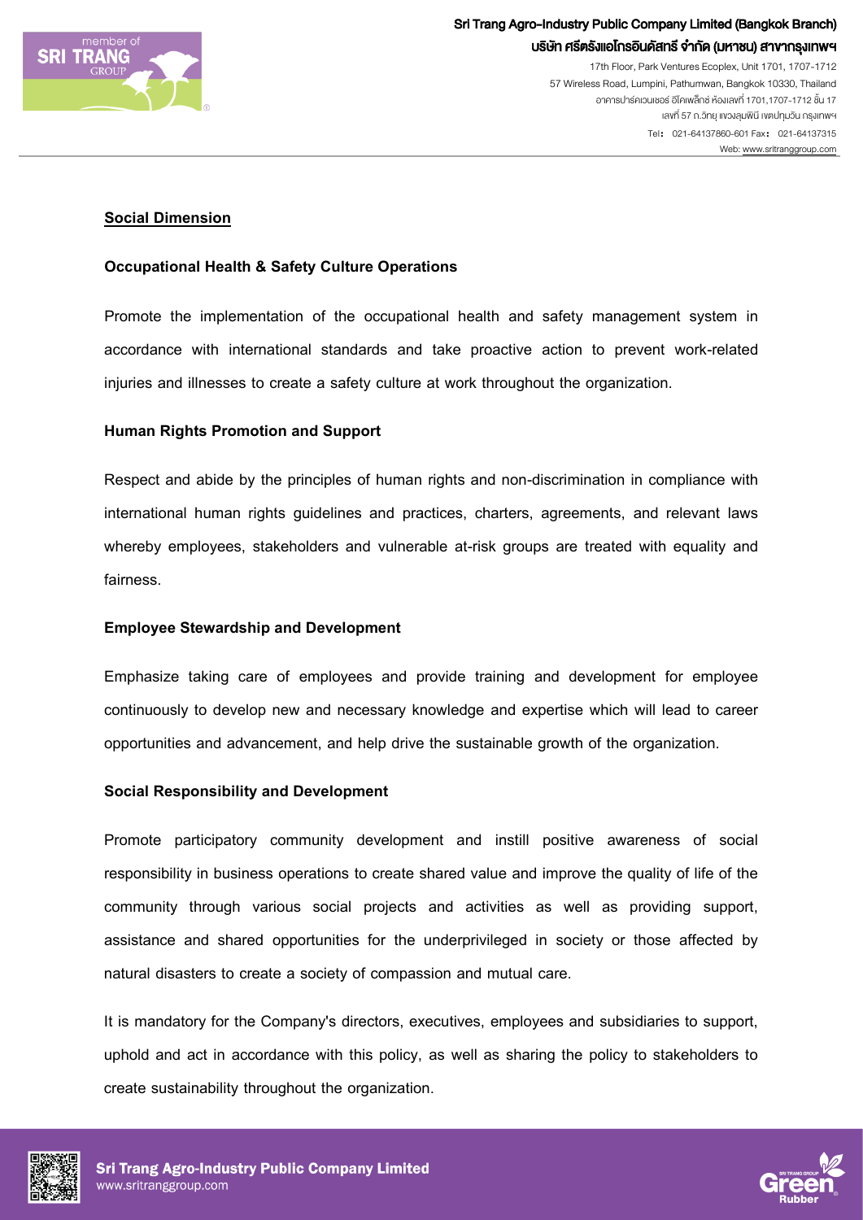## Social Dimension

### Occupational Health & Safety Culture Operations

Promote the implementation of the occupational health and safety management system in accordance with international standards and take proactive action to prevent work-related injuries and illnesses to create a safety culture at work throughout the organization.

### Human Rights Promotion and Support

Respect and abide by the principles of human rights and non-discrimination in compliance with international human rights guidelines and practices, charters, agreements, and relevant laws whereby employees, stakeholders and vulnerable at-risk groups are treated with equality and fairness.

### Employee Stewardship and Development

Emphasize taking care of employees and provide training and development for employee continuously to develop new and necessary knowledge and expertise which will lead to career opportunities and advancement, and help drive the sustainable growth of the organization.

### Social Responsibility and Development

Promote participatory community development and instill positive awareness of social responsibility in business operations to create shared value and improve the quality of life of the community through various social projects and activities as well as providing support, assistance and shared opportunities for the underprivileged in society or those affected by natural disasters to create a society of compassion and mutual care.

It is mandatory for the Company's directors, executives, employees and subsidiaries to support, uphold and act in accordance with this policy, as well as sharing the policy to stakeholders to create sustainability throughout the organization.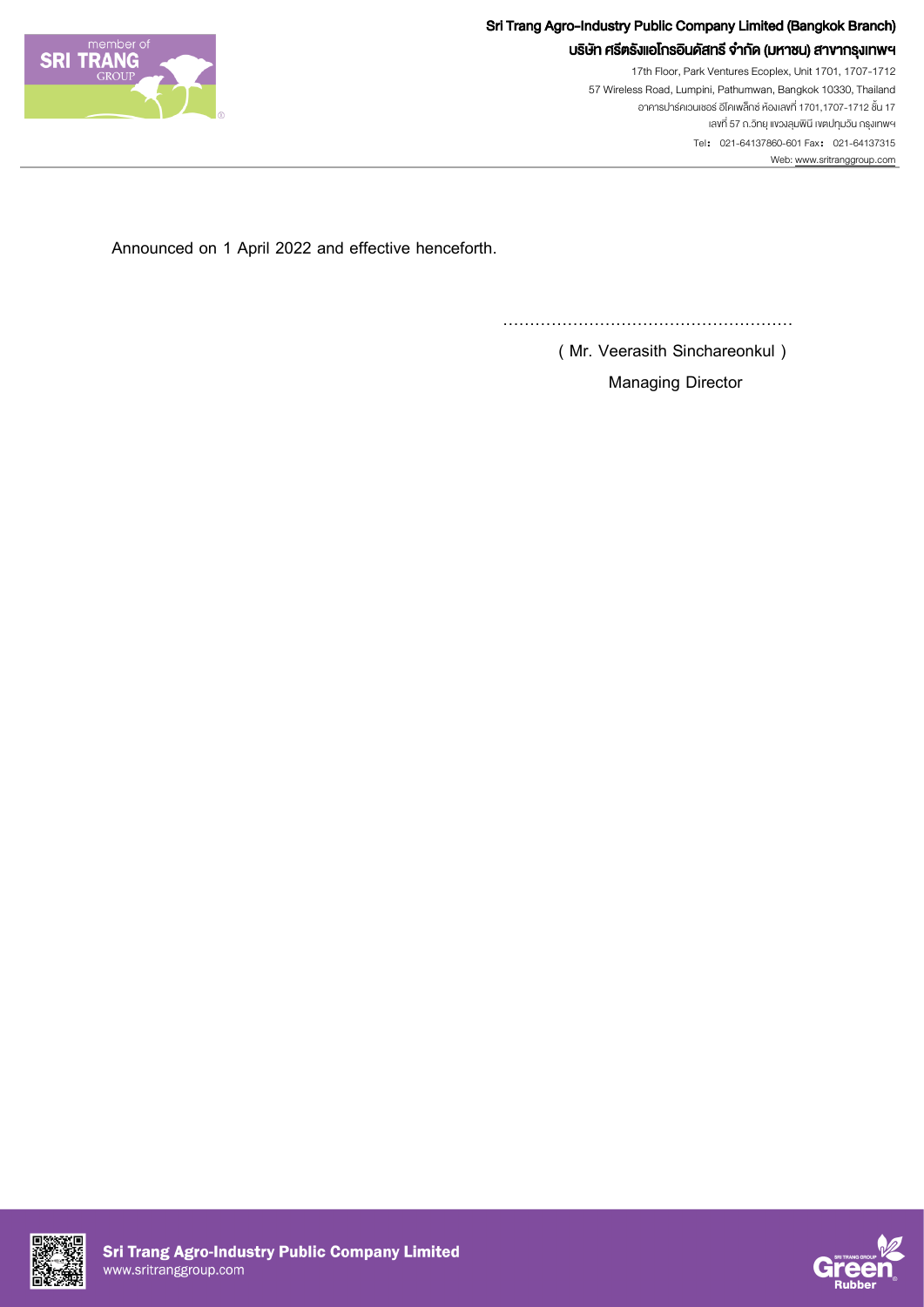Announced on 1 April 2022 and effective henceforth.

………………………………………………

( Mr. Veerasith Sinchareonkul )

Managing Director